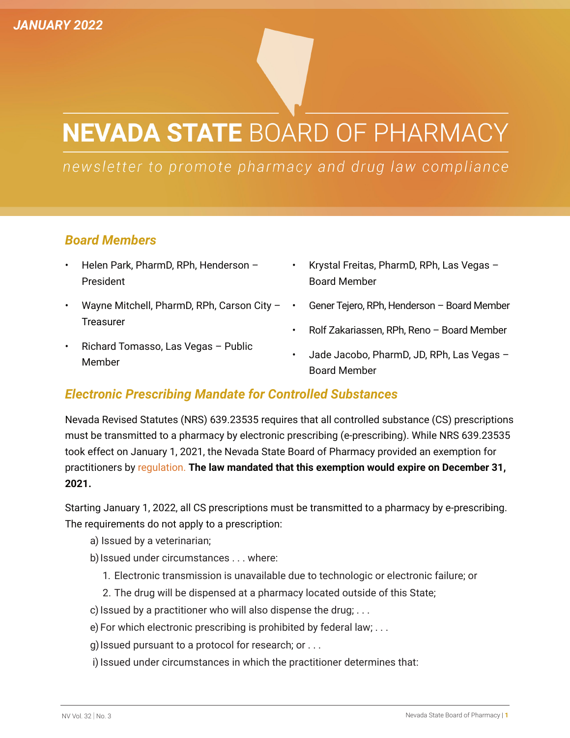JANUARY 2022

# NEVADA STATE BOARD OF PHARMACY

*newsletter to promote pharmacy and drug law compliance*

## Board Members

- Helen Park, PharmD, RPh, Henderson – President
- Wayne Mitchell, PharmD, RPh, Carson City – Treasurer
- Richard Tomasso, Las Vegas – Public Member
- Krystal Freitas, PharmD, RPh, Las Vegas – Board Member
- Gener Tejero, RPh, Henderson – Board Member
- Rolf Zakariassen, RPh, Reno – Board Member
- Jade Jacobo, PharmD, JD, RPh, Las Vegas – Board Member

## Electronic Prescribing Mandate for Controlled Substances

Nevada Revised Statutes (NRS) 639.23535 requires that all controlled substance (CS) prescriptions must be transmitted to a pharmacy by electronic prescribing (e-prescribing). While NRS 639.23535 took effect on January 1, 2021, the Nevada State Board of Pharmacy provided an exemption for practitioners by regulation. **The law mandated that this exemption would expire on December 31, 2021.**

Starting January 1, 2022, all CS prescriptions must be transmitted to a pharmacy by e-prescribing. The requirements do not apply to a prescription:

a) Issued by a veterinarian;

b) Issued under circumstances . . . where:

1. Electronic transmission is unavailable due to technologic or electronic failure; or
2. The drug will be dispensed at a pharmacy located outside of this State;

c) Issued by a practitioner who will also dispense the drug; . . .

e) For which electronic prescribing is prohibited by federal law; . . .

g) Issued pursuant to a protocol for research; or . . .

i) Issued under circumstances in which the practitioner determines that: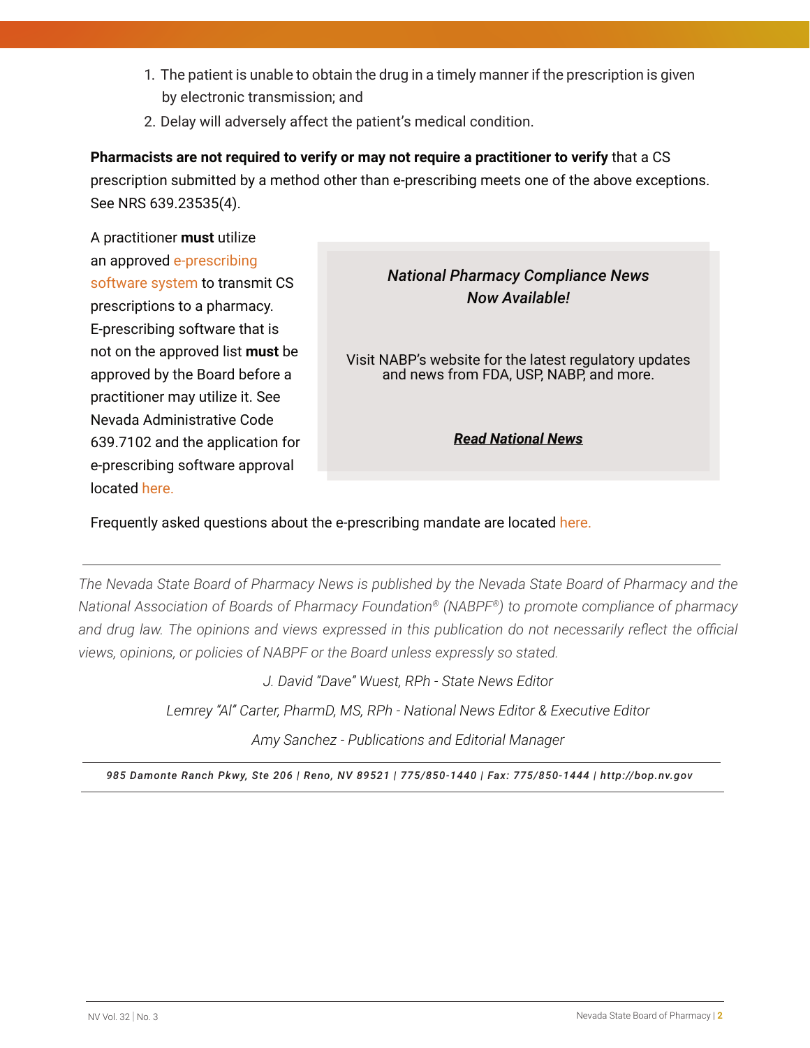1. The patient is unable to obtain the drug in a timely manner if the prescription is given by electronic transmission; and
2. Delay will adversely affect the patient's medical condition.

**Pharmacists are not required to verify or may not require a practitioner to verify** that a CS prescription submitted by a method other than e-prescribing meets one of the above exceptions. See NRS 639.23535(4).

A practitioner **must** utilize an approved e-prescribing software system to transmit CS prescriptions to a pharmacy. E-prescribing software that is not on the approved list **must** be approved by the Board before a practitioner may utilize it. See Nevada Administrative Code 639.7102 and the application for e-prescribing software approval located here.

***National Pharmacy Compliance News Now Available!***

Visit NABP's website for the latest regulatory updates and news from FDA, USP, NABP, and more.

***Read National News***

Frequently asked questions about the e-prescribing mandate are located here.

---

*The Nevada State Board of Pharmacy News is published by the Nevada State Board of Pharmacy and the National Association of Boards of Pharmacy Foundation® (NABPF®) to promote compliance of pharmacy and drug law. The opinions and views expressed in this publication do not necessarily reflect the official views, opinions, or policies of NABPF or the Board unless expressly so stated.*

*J. David "Dave" Wuest, RPh - State News Editor*

*Lemrey "Al" Carter, PharmD, MS, RPh - National News Editor & Executive Editor*

*Amy Sanchez - Publications and Editorial Manager*

---

*985 Damonte Ranch Pkwy, Ste 206 | Reno, NV 89521 | 775/850-1440 | Fax: 775/850-1444 | http://bop.nv.gov*